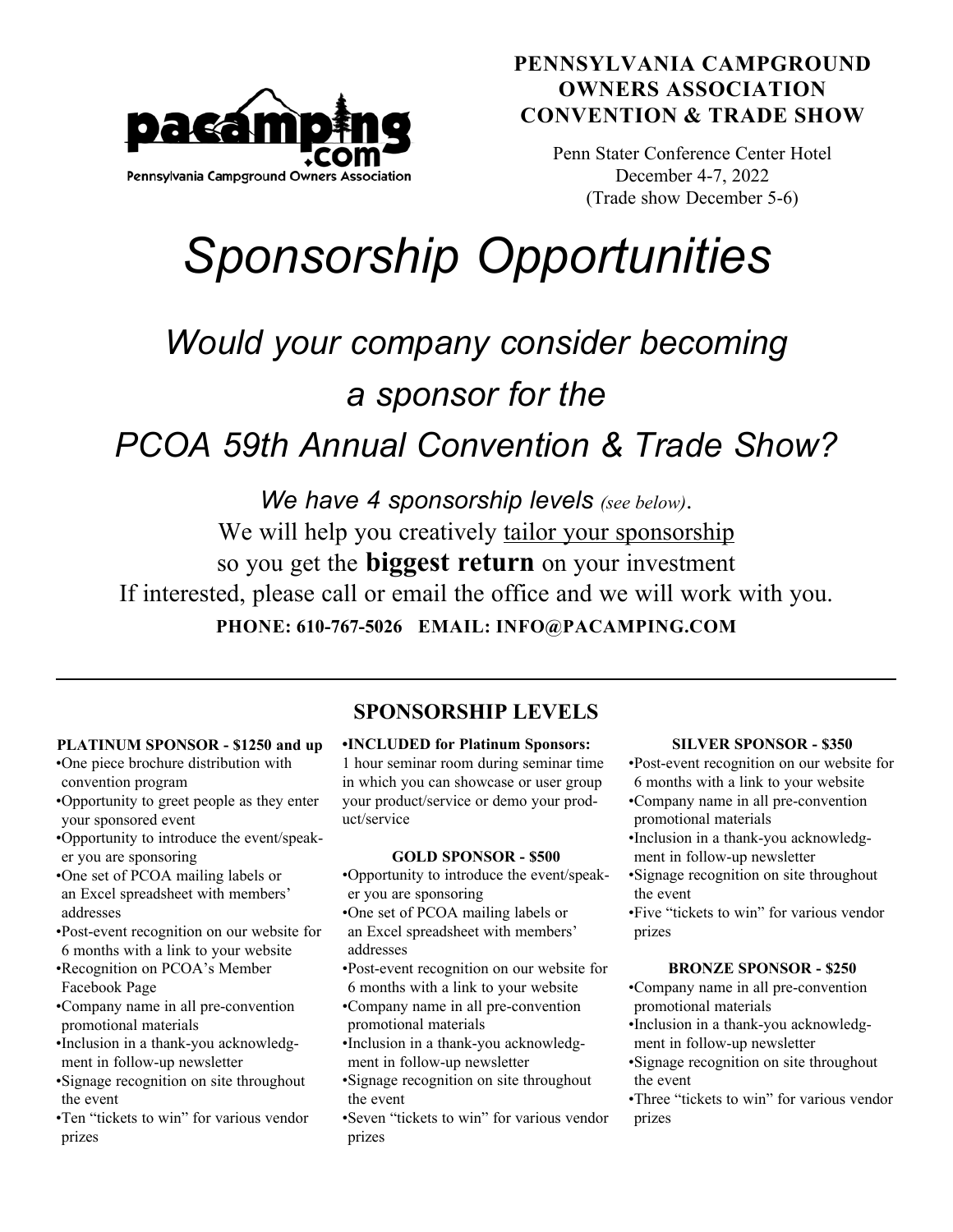pacamping.com
Pennsylvania Campground Owners Association

**PENNSYLVANIA CAMPGROUND OWNERS ASSOCIATION CONVENTION & TRADE SHOW**

Penn Stater Conference Center Hotel
December 4-7, 2022
(Trade show December 5-6)

# *Sponsorship Opportunities*

## *Would your company consider becoming a sponsor for the PCOA 59th Annual Convention & Trade Show?*

*We have 4 sponsorship levels (see below)*.

We will help you creatively tailor your sponsorship so you get the **biggest return** on your investment

If interested, please call or email the office and we will work with you.

**PHONE: 610-767-5026 EMAIL: INFO@PACAMPING.COM**

---

## SPONSORSHIP LEVELS

**PLATINUM SPONSOR - $1250 and up**

- One piece brochure distribution with convention program
- Opportunity to greet people as they enter your sponsored event
- Opportunity to introduce the event/speaker you are sponsoring
- One set of PCOA mailing labels or an Excel spreadsheet with members' addresses
- Post-event recognition on our website for 6 months with a link to your website
- Recognition on PCOA's Member Facebook Page
- Company name in all pre-convention promotional materials
- Inclusion in a thank-you acknowledgment in follow-up newsletter
- Signage recognition on site throughout the event
- Ten "tickets to win" for various vendor prizes

**•INCLUDED for Platinum Sponsors:**
1 hour seminar room during seminar time in which you can showcase or user group your product/service or demo your product/service

**GOLD SPONSOR - $500**

- Opportunity to introduce the event/speaker you are sponsoring
- One set of PCOA mailing labels or an Excel spreadsheet with members' addresses
- Post-event recognition on our website for 6 months with a link to your website
- Company name in all pre-convention promotional materials
- Inclusion in a thank-you acknowledgment in follow-up newsletter
- Signage recognition on site throughout the event
- Seven "tickets to win" for various vendor prizes

**SILVER SPONSOR - $350**

- Post-event recognition on our website for 6 months with a link to your website
- Company name in all pre-convention promotional materials
- Inclusion in a thank-you acknowledgment in follow-up newsletter
- Signage recognition on site throughout the event
- Five "tickets to win" for various vendor prizes

**BRONZE SPONSOR - $250**

- Company name in all pre-convention promotional materials
- Inclusion in a thank-you acknowledgment in follow-up newsletter
- Signage recognition on site throughout the event
- Three "tickets to win" for various vendor prizes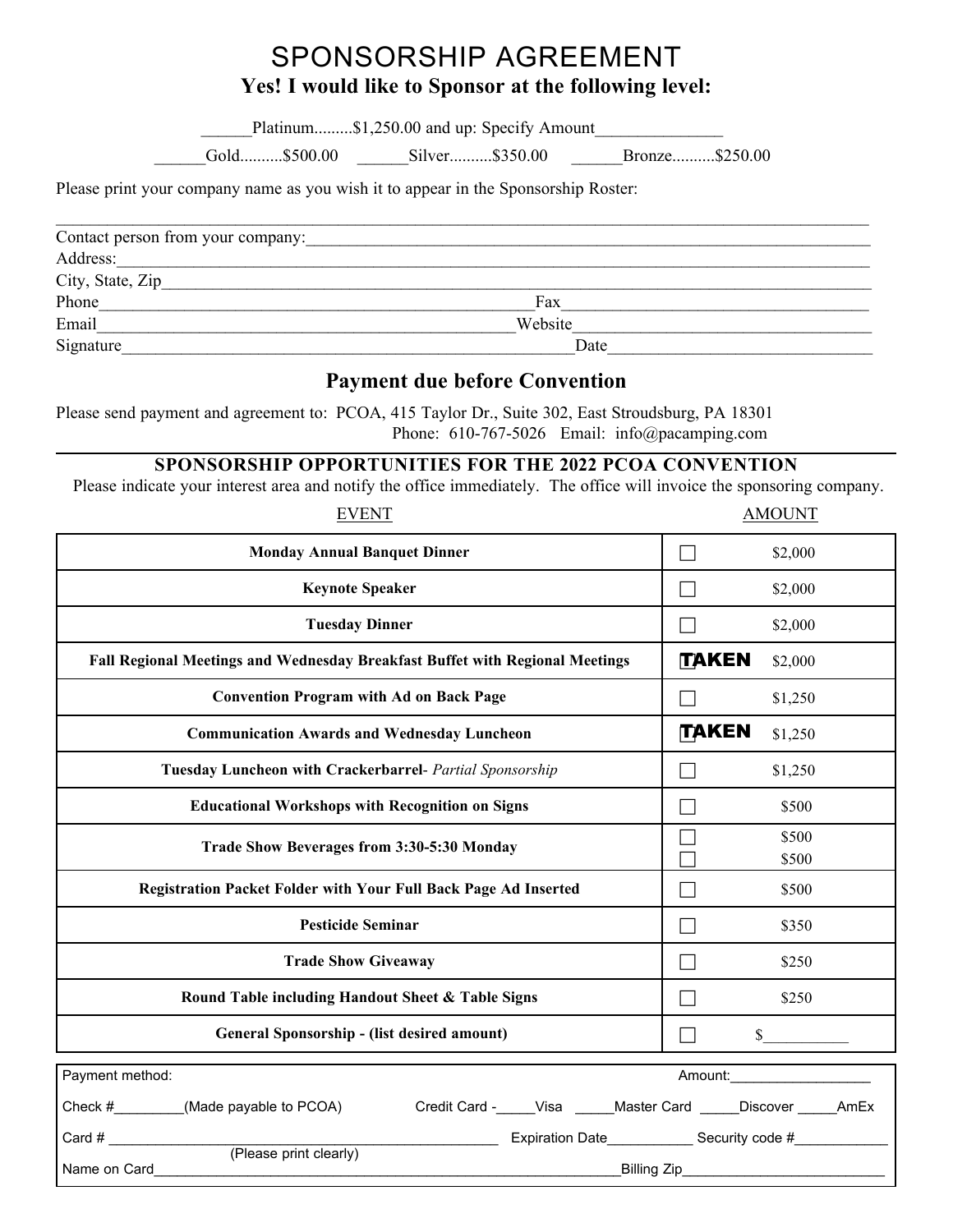# SPONSORSHIP AGREEMENT

## Yes! I would like to Sponsor at the following level:

______Platinum.........$1,250.00 and up: Specify Amount_______________

______Gold..........$500.00 ______Silver..........$350.00 ______Bronze..........$250.00

Please print your company name as you wish it to appear in the Sponsorship Roster:

_____________________________________________________________________________________

Contact person from your company:_____________________________________________________

Address:_____________________________________________________________________________

City, State, Zip_______________________________________________________________________

Phone_________________________________________Fax____________________________________

Email_________________________________________Website_________________________________

Signature______________________________________Date___________________________________

## Payment due before Convention

Please send payment and agreement to: PCOA, 415 Taylor Dr., Suite 302, East Stroudsburg, PA 18301
Phone: 610-767-5026 Email: info@pacamping.com

---

### SPONSORSHIP OPPORTUNITIES FOR THE 2022 PCOA CONVENTION

Please indicate your interest area and notify the office immediately. The office will invoice the sponsoring company.

| EVENT | | AMOUNT |
|---|---|---|
| **Monday Annual Banquet Dinner** | ☐ | $2,000 |
| **Keynote Speaker** | ☐ | $2,000 |
| **Tuesday Dinner** | ☐ | $2,000 |
| **Fall Regional Meetings and Wednesday Breakfast Buffet with Regional Meetings** | TAKEN | $2,000 |
| **Convention Program with Ad on Back Page** | ☐ | $1,250 |
| **Communication Awards and Wednesday Luncheon** | TAKEN | $1,250 |
| **Tuesday Luncheon with Crackerbarrel**- *Partial Sponsorship* | ☐ | $1,250 |
| **Educational Workshops with Recognition on Signs** | ☐ | $500 |
| **Trade Show Beverages from 3:30-5:30 Monday** | ☐ ☐ | $500 $500 |
| **Registration Packet Folder with Your Full Back Page Ad Inserted** | ☐ | $500 |
| **Pesticide Seminar** | ☐ | $350 |
| **Trade Show Giveaway** | ☐ | $250 |
| **Round Table including Handout Sheet & Table Signs** | ☐ | $250 |
| **General Sponsorship - (list desired amount)** | ☐ | $__________ |

Payment method: Amount:__________________

Check #_________(Made payable to PCOA) Credit Card -_____Visa _____Master Card _____Discover _____AmEx

Card # ________________________________________________ Expiration Date___________ Security code #____________
(Please print clearly)

Name on Card_______________________________________________________________Billing Zip__________________________